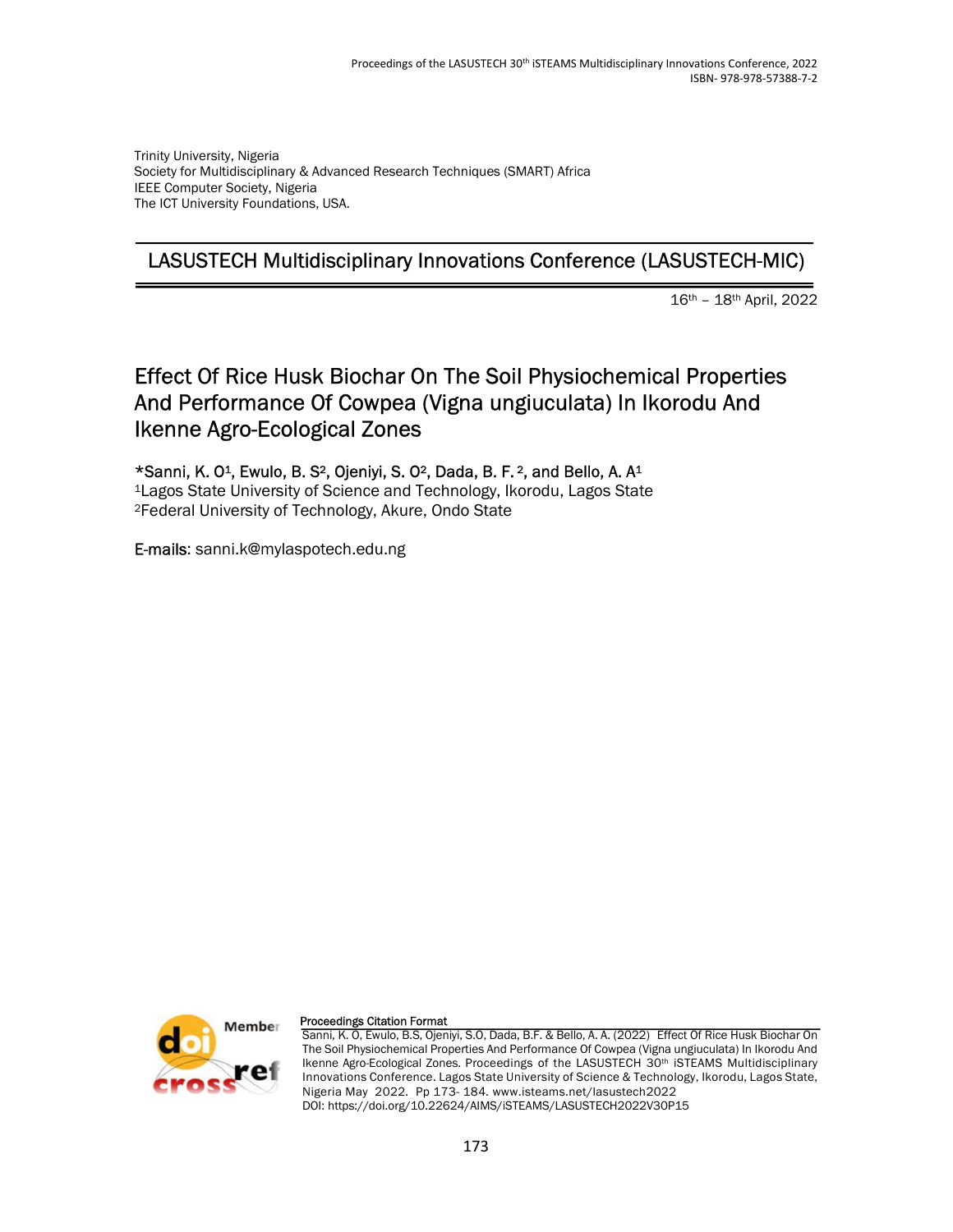Trinity University, Nigeria
Society for Multidisciplinary & Advanced Research Techniques (SMART) Africa
IEEE Computer Society, Nigeria
The ICT University Foundations, USA.

## LASUSTECH Multidisciplinary Innovations Conference (LASUSTECH-MIC)

16th – 18th April, 2022

# Effect Of Rice Husk Biochar On The Soil Physiochemical Properties And Performance Of Cowpea (Vigna ungiuculata) In Ikorodu And Ikenne Agro-Ecological Zones

*Sanni, K. O[1], Ewulo, B. S[2], Ojeniyi, S. O[2], Dada, B. F. [2], and Bello, A. A[1]
[1]Lagos State University of Science and Technology, Ikorodu, Lagos State
[2]Federal University of Technology, Akure, Ondo State

**E-mails**: sanni.k@mylaspotech.edu.ng

**Proceedings Citation Format**

Sanni, K. O, Ewulo, B.S, Ojeniyi, S.O, Dada, B.F. & Bello, A. A. (2022) Effect Of Rice Husk Biochar On The Soil Physiochemical Properties And Performance Of Cowpea (Vigna ungiuculata) In Ikorodu And Ikenne Agro-Ecological Zones. Proceedings of the LASUSTECH 30th iSTEAMS Multidisciplinary Innovations Conference. Lagos State University of Science & Technology, Ikorodu, Lagos State, Nigeria May 2022. Pp 173- 184. www.isteams.net/lasustech2022
DOI: https://doi.org/10.22624/AIMS/iSTEAMS/LASUSTECH2022V30P15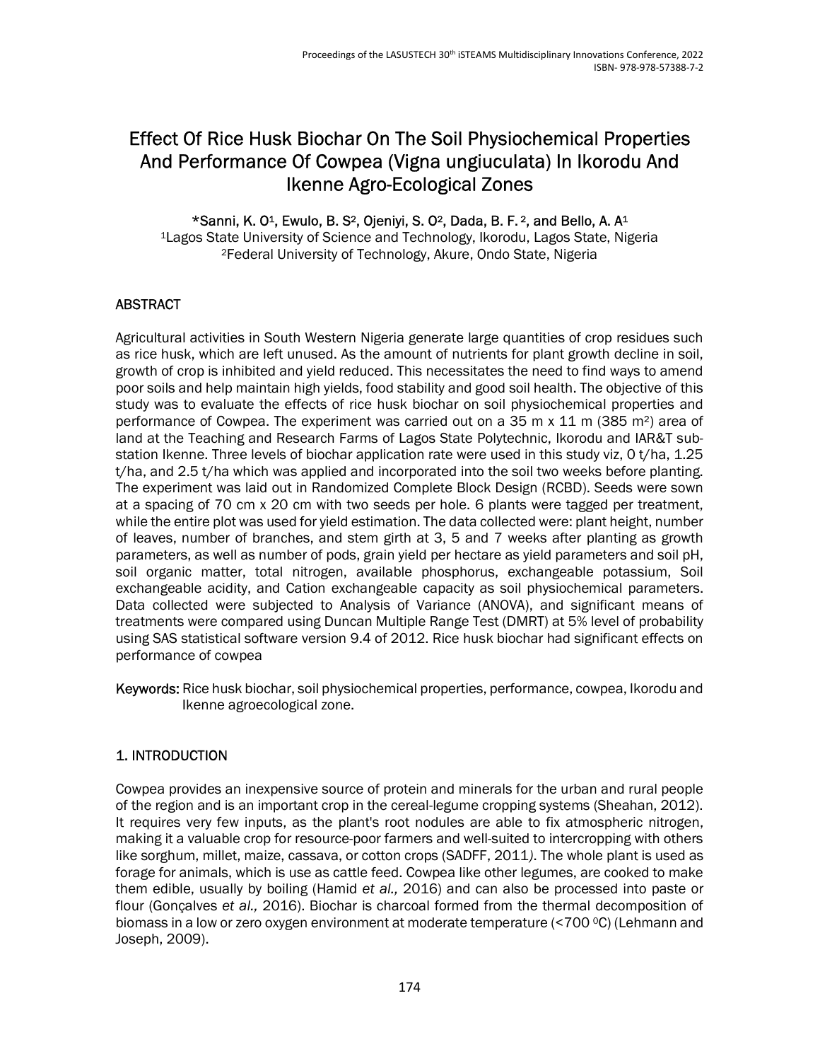# Effect Of Rice Husk Biochar On The Soil Physiochemical Properties And Performance Of Cowpea (Vigna ungiuculata) In Ikorodu And Ikenne Agro-Ecological Zones

**\*Sanni, K. O[1], Ewulo, B. S[2], Ojeniyi, S. O[2], Dada, B. F.[2], and Bello, A. A[1]**

[1]Lagos State University of Science and Technology, Ikorodu, Lagos State, Nigeria
[2]Federal University of Technology, Akure, Ondo State, Nigeria

## ABSTRACT

Agricultural activities in South Western Nigeria generate large quantities of crop residues such as rice husk, which are left unused. As the amount of nutrients for plant growth decline in soil, growth of crop is inhibited and yield reduced. This necessitates the need to find ways to amend poor soils and help maintain high yields, food stability and good soil health. The objective of this study was to evaluate the effects of rice husk biochar on soil physiochemical properties and performance of Cowpea. The experiment was carried out on a 35 m x 11 m (385 m$^2$) area of land at the Teaching and Research Farms of Lagos State Polytechnic, Ikorodu and IAR&T sub-station Ikenne. Three levels of biochar application rate were used in this study viz, 0 t/ha, 1.25 t/ha, and 2.5 t/ha which was applied and incorporated into the soil two weeks before planting. The experiment was laid out in Randomized Complete Block Design (RCBD). Seeds were sown at a spacing of 70 cm x 20 cm with two seeds per hole. 6 plants were tagged per treatment, while the entire plot was used for yield estimation. The data collected were: plant height, number of leaves, number of branches, and stem girth at 3, 5 and 7 weeks after planting as growth parameters, as well as number of pods, grain yield per hectare as yield parameters and soil pH, soil organic matter, total nitrogen, available phosphorus, exchangeable potassium, Soil exchangeable acidity, and Cation exchangeable capacity as soil physiochemical parameters. Data collected were subjected to Analysis of Variance (ANOVA), and significant means of treatments were compared using Duncan Multiple Range Test (DMRT) at 5% level of probability using SAS statistical software version 9.4 of 2012. Rice husk biochar had significant effects on performance of cowpea

**Keywords:** Rice husk biochar, soil physiochemical properties, performance, cowpea, Ikorodu and Ikenne agroecological zone.

## 1. INTRODUCTION

Cowpea provides an inexpensive source of protein and minerals for the urban and rural people of the region and is an important crop in the cereal-legume cropping systems (Sheahan, 2012). It requires very few inputs, as the plant's root nodules are able to fix atmospheric nitrogen, making it a valuable crop for resource-poor farmers and well-suited to intercropping with others like sorghum, millet, maize, cassava, or cotton crops (SADFF, 2011*)*. The whole plant is used as forage for animals, which is use as cattle feed. Cowpea like other legumes, are cooked to make them edible, usually by boiling (Hamid *et al.,* 2016) and can also be processed into paste or flour (Gonçalves *et al.,* 2016). Biochar is charcoal formed from the thermal decomposition of biomass in a low or zero oxygen environment at moderate temperature (<700 $^0$C) (Lehmann and Joseph, 2009).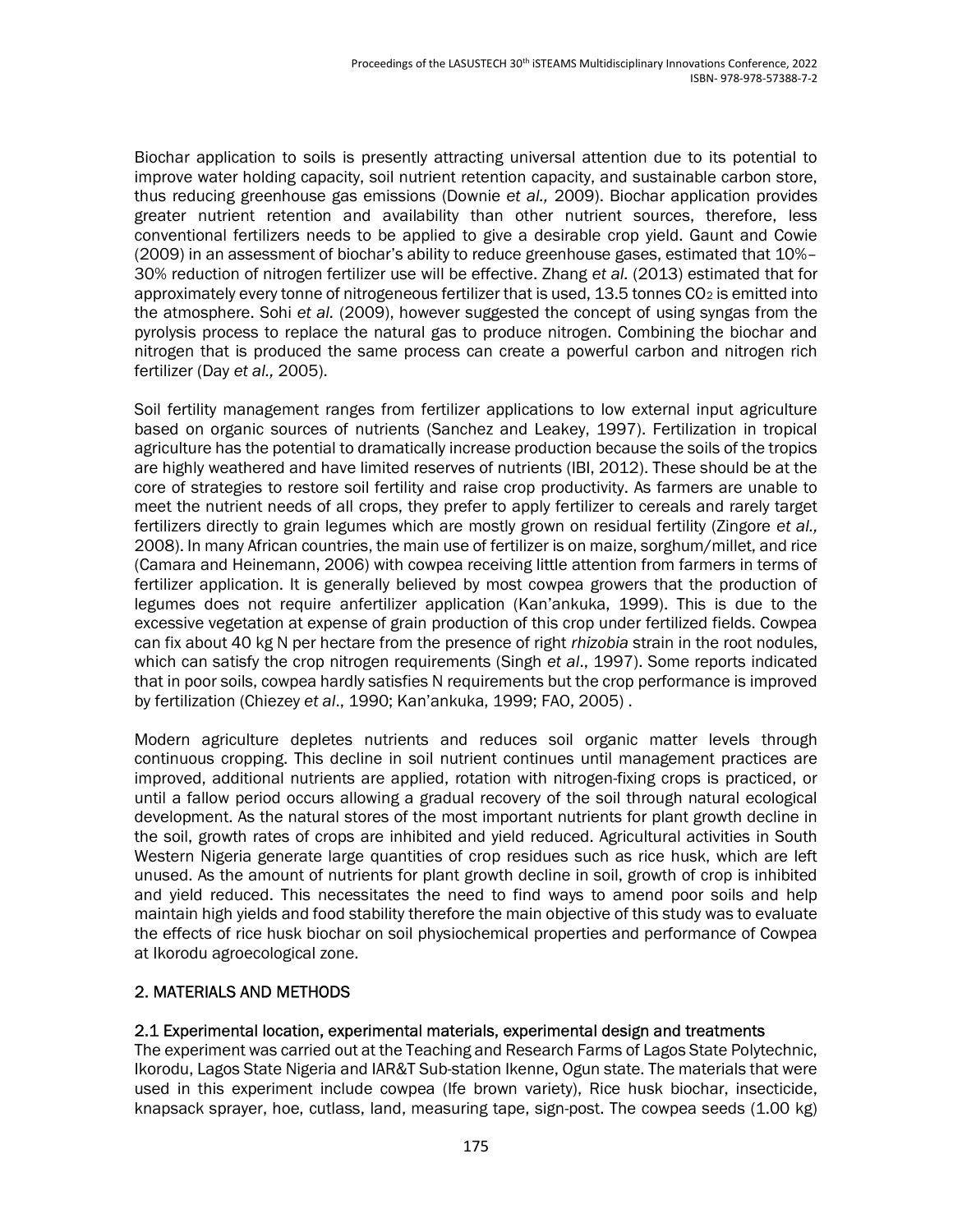Biochar application to soils is presently attracting universal attention due to its potential to improve water holding capacity, soil nutrient retention capacity, and sustainable carbon store, thus reducing greenhouse gas emissions (Downie *et al.,* 2009). Biochar application provides greater nutrient retention and availability than other nutrient sources, therefore, less conventional fertilizers needs to be applied to give a desirable crop yield. Gaunt and Cowie (2009) in an assessment of biochar's ability to reduce greenhouse gases, estimated that 10%–30% reduction of nitrogen fertilizer use will be effective. Zhang *et al.* (2013) estimated that for approximately every tonne of nitrogeneous fertilizer that is used, 13.5 tonnes $CO_2$ is emitted into the atmosphere. Sohi *et al.* (2009), however suggested the concept of using syngas from the pyrolysis process to replace the natural gas to produce nitrogen. Combining the biochar and nitrogen that is produced the same process can create a powerful carbon and nitrogen rich fertilizer (Day *et al.,* 2005).

Soil fertility management ranges from fertilizer applications to low external input agriculture based on organic sources of nutrients (Sanchez and Leakey, 1997). Fertilization in tropical agriculture has the potential to dramatically increase production because the soils of the tropics are highly weathered and have limited reserves of nutrients (IBI, 2012). These should be at the core of strategies to restore soil fertility and raise crop productivity. As farmers are unable to meet the nutrient needs of all crops, they prefer to apply fertilizer to cereals and rarely target fertilizers directly to grain legumes which are mostly grown on residual fertility (Zingore *et al.,* 2008). In many African countries, the main use of fertilizer is on maize, sorghum/millet, and rice (Camara and Heinemann, 2006) with cowpea receiving little attention from farmers in terms of fertilizer application. It is generally believed by most cowpea growers that the production of legumes does not require anfertilizer application (Kan'ankuka, 1999). This is due to the excessive vegetation at expense of grain production of this crop under fertilized fields. Cowpea can fix about 40 kg N per hectare from the presence of right *rhizobia* strain in the root nodules, which can satisfy the crop nitrogen requirements (Singh *et al*., 1997). Some reports indicated that in poor soils, cowpea hardly satisfies N requirements but the crop performance is improved by fertilization (Chiezey *et al*., 1990; Kan'ankuka, 1999; FAO, 2005) .

Modern agriculture depletes nutrients and reduces soil organic matter levels through continuous cropping. This decline in soil nutrient continues until management practices are improved, additional nutrients are applied, rotation with nitrogen-fixing crops is practiced, or until a fallow period occurs allowing a gradual recovery of the soil through natural ecological development. As the natural stores of the most important nutrients for plant growth decline in the soil, growth rates of crops are inhibited and yield reduced. Agricultural activities in South Western Nigeria generate large quantities of crop residues such as rice husk, which are left unused. As the amount of nutrients for plant growth decline in soil, growth of crop is inhibited and yield reduced. This necessitates the need to find ways to amend poor soils and help maintain high yields and food stability therefore the main objective of this study was to evaluate the effects of rice husk biochar on soil physiochemical properties and performance of Cowpea at Ikorodu agroecological zone.

## 2. MATERIALS AND METHODS

### 2.1 Experimental location, experimental materials, experimental design and treatments

The experiment was carried out at the Teaching and Research Farms of Lagos State Polytechnic, Ikorodu, Lagos State Nigeria and IAR&T Sub-station Ikenne, Ogun state. The materials that were used in this experiment include cowpea (Ife brown variety), Rice husk biochar, insecticide, knapsack sprayer, hoe, cutlass, land, measuring tape, sign-post. The cowpea seeds (1.00 kg)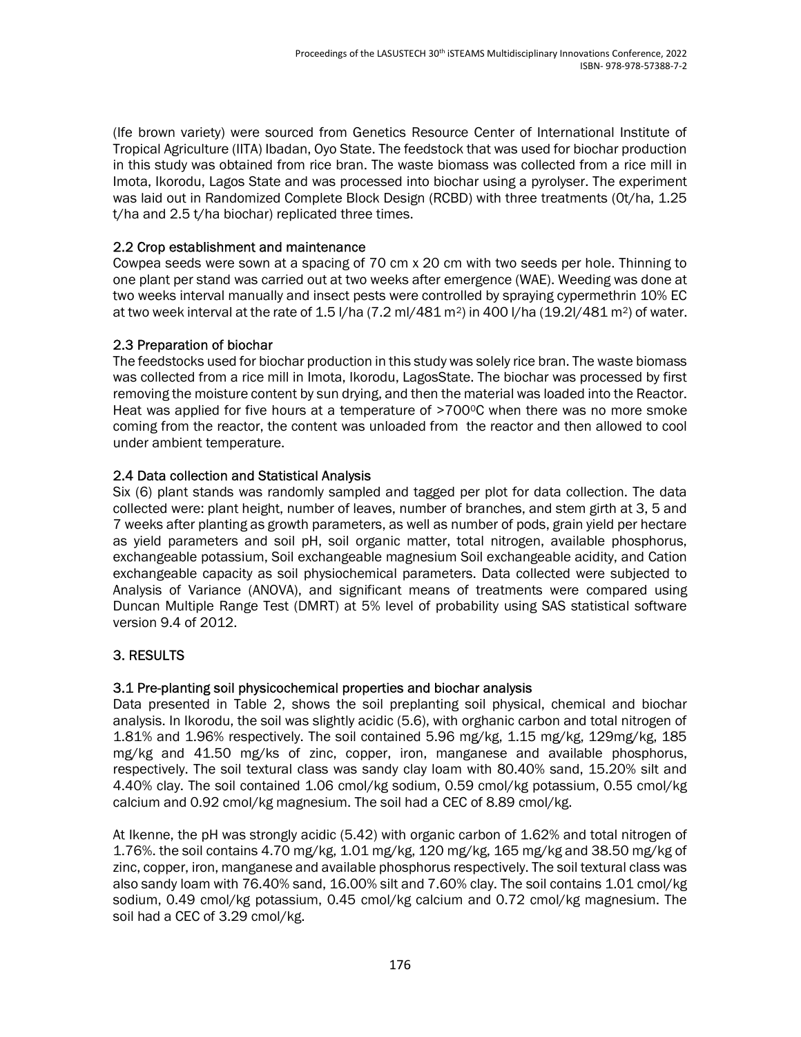(Ife brown variety) were sourced from Genetics Resource Center of International Institute of Tropical Agriculture (IITA) Ibadan, Oyo State. The feedstock that was used for biochar production in this study was obtained from rice bran. The waste biomass was collected from a rice mill in Imota, Ikorodu, Lagos State and was processed into biochar using a pyrolyser. The experiment was laid out in Randomized Complete Block Design (RCBD) with three treatments (0t/ha, 1.25 t/ha and 2.5 t/ha biochar) replicated three times.

### 2.2 Crop establishment and maintenance

Cowpea seeds were sown at a spacing of 70 cm x 20 cm with two seeds per hole. Thinning to one plant per stand was carried out at two weeks after emergence (WAE). Weeding was done at two weeks interval manually and insect pests were controlled by spraying cypermethrin 10% EC at two week interval at the rate of 1.5 l/ha (7.2 ml/481 $m^2$) in 400 l/ha (19.2l/481 $m^2$) of water.

### 2.3 Preparation of biochar

The feedstocks used for biochar production in this study was solely rice bran. The waste biomass was collected from a rice mill in Imota, Ikorodu, LagosState. The biochar was processed by first removing the moisture content by sun drying, and then the material was loaded into the Reactor. Heat was applied for five hours at a temperature of >700$^0$C when there was no more smoke coming from the reactor, the content was unloaded from the reactor and then allowed to cool under ambient temperature.

### 2.4 Data collection and Statistical Analysis

Six (6) plant stands was randomly sampled and tagged per plot for data collection. The data collected were: plant height, number of leaves, number of branches, and stem girth at 3, 5 and 7 weeks after planting as growth parameters, as well as number of pods, grain yield per hectare as yield parameters and soil pH, soil organic matter, total nitrogen, available phosphorus, exchangeable potassium, Soil exchangeable magnesium Soil exchangeable acidity, and Cation exchangeable capacity as soil physiochemical parameters. Data collected were subjected to Analysis of Variance (ANOVA), and significant means of treatments were compared using Duncan Multiple Range Test (DMRT) at 5% level of probability using SAS statistical software version 9.4 of 2012.

## 3. RESULTS

### 3.1 Pre-planting soil physicochemical properties and biochar analysis

Data presented in Table 2, shows the soil preplanting soil physical, chemical and biochar analysis. In Ikorodu, the soil was slightly acidic (5.6), with orghanic carbon and total nitrogen of 1.81% and 1.96% respectively. The soil contained 5.96 mg/kg, 1.15 mg/kg, 129mg/kg, 185 mg/kg and 41.50 mg/ks of zinc, copper, iron, manganese and available phosphorus, respectively. The soil textural class was sandy clay loam with 80.40% sand, 15.20% silt and 4.40% clay. The soil contained 1.06 cmol/kg sodium, 0.59 cmol/kg potassium, 0.55 cmol/kg calcium and 0.92 cmol/kg magnesium. The soil had a CEC of 8.89 cmol/kg.

At Ikenne, the pH was strongly acidic (5.42) with organic carbon of 1.62% and total nitrogen of 1.76%. the soil contains 4.70 mg/kg, 1.01 mg/kg, 120 mg/kg, 165 mg/kg and 38.50 mg/kg of zinc, copper, iron, manganese and available phosphorus respectively. The soil textural class was also sandy loam with 76.40% sand, 16.00% silt and 7.60% clay. The soil contains 1.01 cmol/kg sodium, 0.49 cmol/kg potassium, 0.45 cmol/kg calcium and 0.72 cmol/kg magnesium. The soil had a CEC of 3.29 cmol/kg.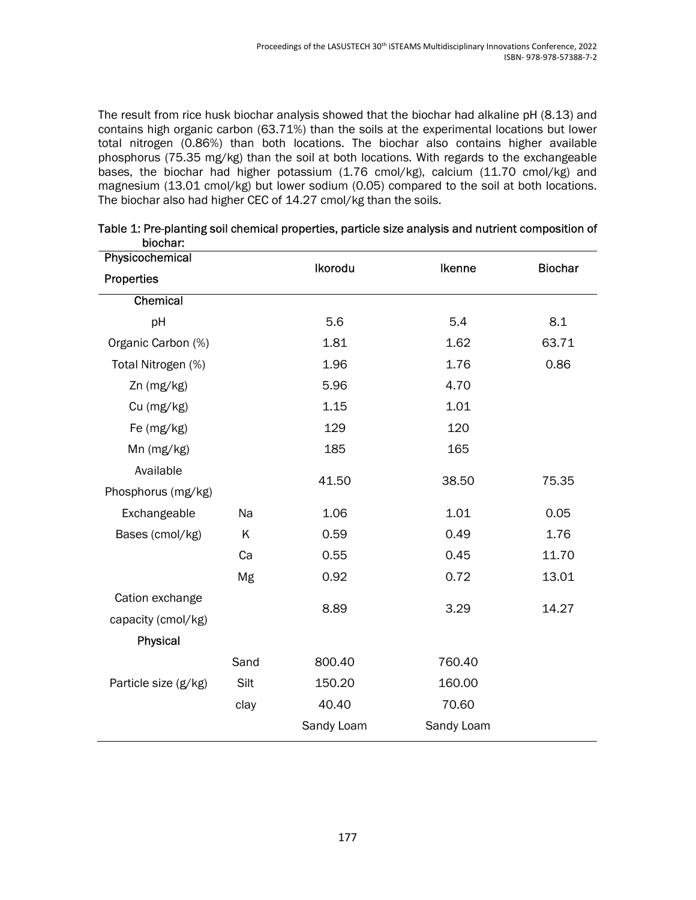The result from rice husk biochar analysis showed that the biochar had alkaline pH (8.13) and contains high organic carbon (63.71%) than the soils at the experimental locations but lower total nitrogen (0.86%) than both locations. The biochar also contains higher available phosphorus (75.35 mg/kg) than the soil at both locations. With regards to the exchangeable bases, the biochar had higher potassium (1.76 cmol/kg), calcium (11.70 cmol/kg) and magnesium (13.01 cmol/kg) but lower sodium (0.05) compared to the soil at both locations. The biochar also had higher CEC of 14.27 cmol/kg than the soils.

Table 1: Pre-planting soil chemical properties, particle size analysis and nutrient composition of biochar:

| Physicochemical Properties | | Ikorodu | Ikenne | Biochar |
|---|---|---|---|---|
| **Chemical** | | | | |
| pH | | 5.6 | 5.4 | 8.1 |
| Organic Carbon (%) | | 1.81 | 1.62 | 63.71 |
| Total Nitrogen (%) | | 1.96 | 1.76 | 0.86 |
| Zn (mg/kg) | | 5.96 | 4.70 | |
| Cu (mg/kg) | | 1.15 | 1.01 | |
| Fe (mg/kg) | | 129 | 120 | |
| Mn (mg/kg) | | 185 | 165 | |
| Available Phosphorus (mg/kg) | | 41.50 | 38.50 | 75.35 |
| Exchangeable Bases (cmol/kg) | Na | 1.06 | 1.01 | 0.05 |
| | K | 0.59 | 0.49 | 1.76 |
| | Ca | 0.55 | 0.45 | 11.70 |
| | Mg | 0.92 | 0.72 | 13.01 |
| Cation exchange capacity (cmol/kg) | | 8.89 | 3.29 | 14.27 |
| **Physical** | | | | |
| Particle size (g/kg) | Sand | 800.40 | 760.40 | |
| | Silt | 150.20 | 160.00 | |
| | clay | 40.40 | 70.60 | |
| | | Sandy Loam | Sandy Loam | |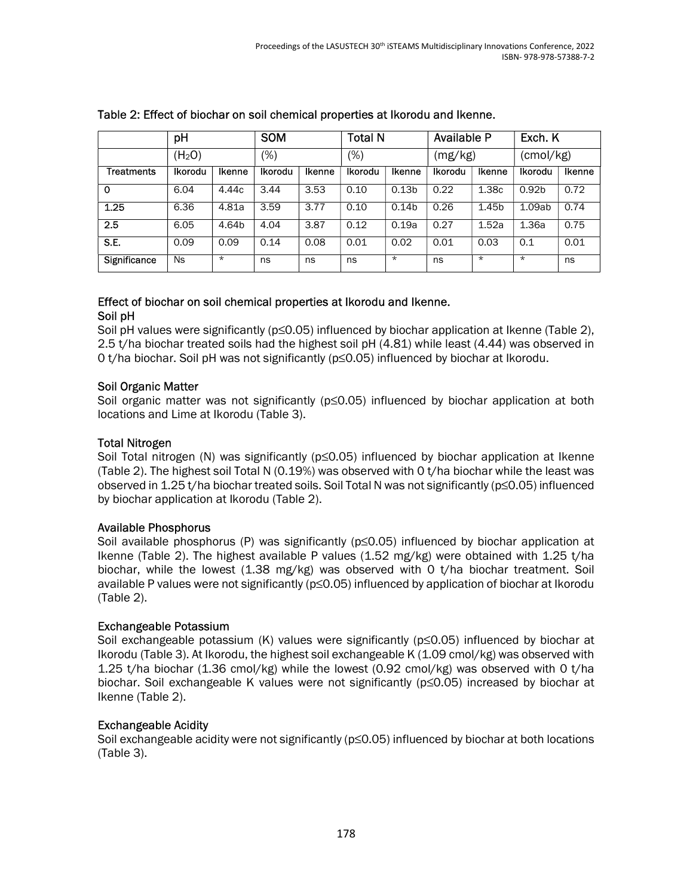Table 2: Effect of biochar on soil chemical properties at Ikorodu and Ikenne.

| | pH | | SOM | | Total N | | Available P | | Exch. K | |
|---|---|---|---|---|---|---|---|---|---|---|
| | ($H_2O$) | | (%) | | (%) | | (mg/kg) | | (cmol/kg) | |
| Treatments | Ikorodu | Ikenne | Ikorodu | Ikenne | Ikorodu | Ikenne | Ikorodu | Ikenne | Ikorodu | Ikenne |
| 0 | 6.04 | 4.44c | 3.44 | 3.53 | 0.10 | 0.13b | 0.22 | 1.38c | 0.92b | 0.72 |
| 1.25 | 6.36 | 4.81a | 3.59 | 3.77 | 0.10 | 0.14b | 0.26 | 1.45b | 1.09ab | 0.74 |
| 2.5 | 6.05 | 4.64b | 4.04 | 3.87 | 0.12 | 0.19a | 0.27 | 1.52a | 1.36a | 0.75 |
| S.E. | 0.09 | 0.09 | 0.14 | 0.08 | 0.01 | 0.02 | 0.01 | 0.03 | 0.1 | 0.01 |
| Significance | Ns | * | ns | ns | ns | * | ns | * | * | ns |

### Effect of biochar on soil chemical properties at Ikorodu and Ikenne.

#### Soil pH

Soil pH values were significantly ($p \leq 0.05$) influenced by biochar application at Ikenne (Table 2), 2.5 t/ha biochar treated soils had the highest soil pH (4.81) while least (4.44) was observed in 0 t/ha biochar. Soil pH was not significantly ($p \leq 0.05$) influenced by biochar at Ikorodu.

#### Soil Organic Matter

Soil organic matter was not significantly ($p \leq 0.05$) influenced by biochar application at both locations and Lime at Ikorodu (Table 3).

#### Total Nitrogen

Soil Total nitrogen (N) was significantly ($p \leq 0.05$) influenced by biochar application at Ikenne (Table 2). The highest soil Total N (0.19%) was observed with 0 t/ha biochar while the least was observed in 1.25 t/ha biochar treated soils. Soil Total N was not significantly ($p \leq 0.05$) influenced by biochar application at Ikorodu (Table 2).

#### Available Phosphorus

Soil available phosphorus (P) was significantly ($p \leq 0.05$) influenced by biochar application at Ikenne (Table 2). The highest available P values (1.52 mg/kg) were obtained with 1.25 t/ha biochar, while the lowest (1.38 mg/kg) was observed with 0 t/ha biochar treatment. Soil available P values were not significantly ($p \leq 0.05$) influenced by application of biochar at Ikorodu (Table 2).

#### Exchangeable Potassium

Soil exchangeable potassium (K) values were significantly ($p \leq 0.05$) influenced by biochar at Ikorodu (Table 3). At Ikorodu, the highest soil exchangeable K (1.09 cmol/kg) was observed with 1.25 t/ha biochar (1.36 cmol/kg) while the lowest (0.92 cmol/kg) was observed with 0 t/ha biochar. Soil exchangeable K values were not significantly ($p \leq 0.05$) increased by biochar at Ikenne (Table 2).

#### Exchangeable Acidity

Soil exchangeable acidity were not significantly ($p \leq 0.05$) influenced by biochar at both locations (Table 3).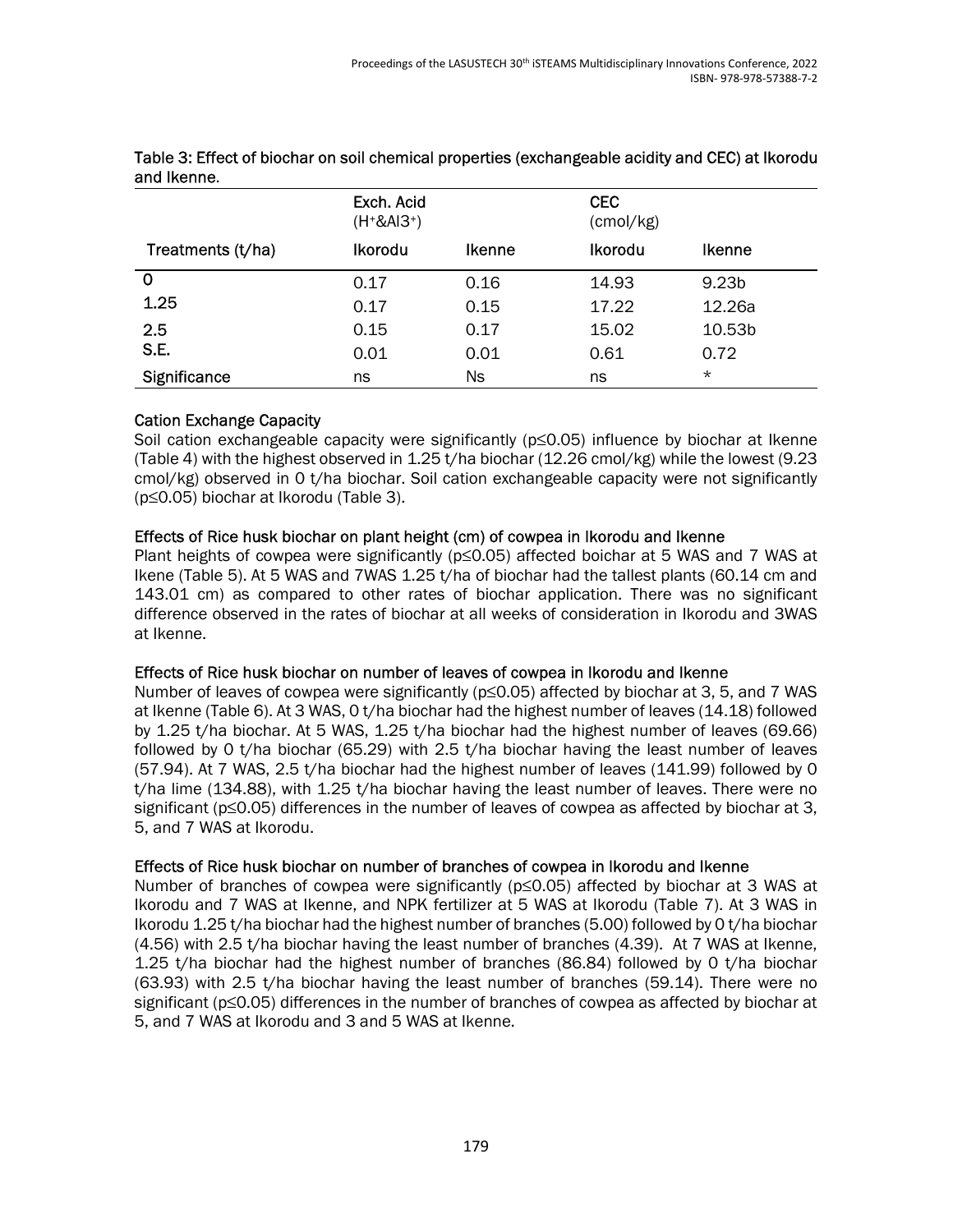Table 3: Effect of biochar on soil chemical properties (exchangeable acidity and CEC) at Ikorodu and Ikenne.

| | Exch. Acid ($H^+$&$Al3^+$) | | CEC (cmol/kg) | |
|---|---|---|---|---|
| Treatments (t/ha) | Ikorodu | Ikenne | Ikorodu | Ikenne |
| 0 | 0.17 | 0.16 | 14.93 | 9.23b |
| 1.25 | 0.17 | 0.15 | 17.22 | 12.26a |
| 2.5 | 0.15 | 0.17 | 15.02 | 10.53b |
| S.E. | 0.01 | 0.01 | 0.61 | 0.72 |
| Significance | ns | Ns | ns | * |

### Cation Exchange Capacity

Soil cation exchangeable capacity were significantly ($p \leq 0.05$) influence by biochar at Ikenne (Table 4) with the highest observed in 1.25 t/ha biochar (12.26 cmol/kg) while the lowest (9.23 cmol/kg) observed in 0 t/ha biochar. Soil cation exchangeable capacity were not significantly ($p \leq 0.05$) biochar at Ikorodu (Table 3).

### Effects of Rice husk biochar on plant height (cm) of cowpea in Ikorodu and Ikenne

Plant heights of cowpea were significantly ($p \leq 0.05$) affected boichar at 5 WAS and 7 WAS at Ikene (Table 5). At 5 WAS and 7WAS 1.25 t/ha of biochar had the tallest plants (60.14 cm and 143.01 cm) as compared to other rates of biochar application. There was no significant difference observed in the rates of biochar at all weeks of consideration in Ikorodu and 3WAS at Ikenne.

### Effects of Rice husk biochar on number of leaves of cowpea in Ikorodu and Ikenne

Number of leaves of cowpea were significantly ($p \leq 0.05$) affected by biochar at 3, 5, and 7 WAS at Ikenne (Table 6). At 3 WAS, 0 t/ha biochar had the highest number of leaves (14.18) followed by 1.25 t/ha biochar. At 5 WAS, 1.25 t/ha biochar had the highest number of leaves (69.66) followed by 0 t/ha biochar (65.29) with 2.5 t/ha biochar having the least number of leaves (57.94). At 7 WAS, 2.5 t/ha biochar had the highest number of leaves (141.99) followed by 0 t/ha lime (134.88), with 1.25 t/ha biochar having the least number of leaves. There were no significant ($p \leq 0.05$) differences in the number of leaves of cowpea as affected by biochar at 3, 5, and 7 WAS at Ikorodu.

### Effects of Rice husk biochar on number of branches of cowpea in Ikorodu and Ikenne

Number of branches of cowpea were significantly ($p \leq 0.05$) affected by biochar at 3 WAS at Ikorodu and 7 WAS at Ikenne, and NPK fertilizer at 5 WAS at Ikorodu (Table 7). At 3 WAS in Ikorodu 1.25 t/ha biochar had the highest number of branches (5.00) followed by 0 t/ha biochar (4.56) with 2.5 t/ha biochar having the least number of branches (4.39). At 7 WAS at Ikenne, 1.25 t/ha biochar had the highest number of branches (86.84) followed by 0 t/ha biochar (63.93) with 2.5 t/ha biochar having the least number of branches (59.14). There were no significant ($p \leq 0.05$) differences in the number of branches of cowpea as affected by biochar at 5, and 7 WAS at Ikorodu and 3 and 5 WAS at Ikenne.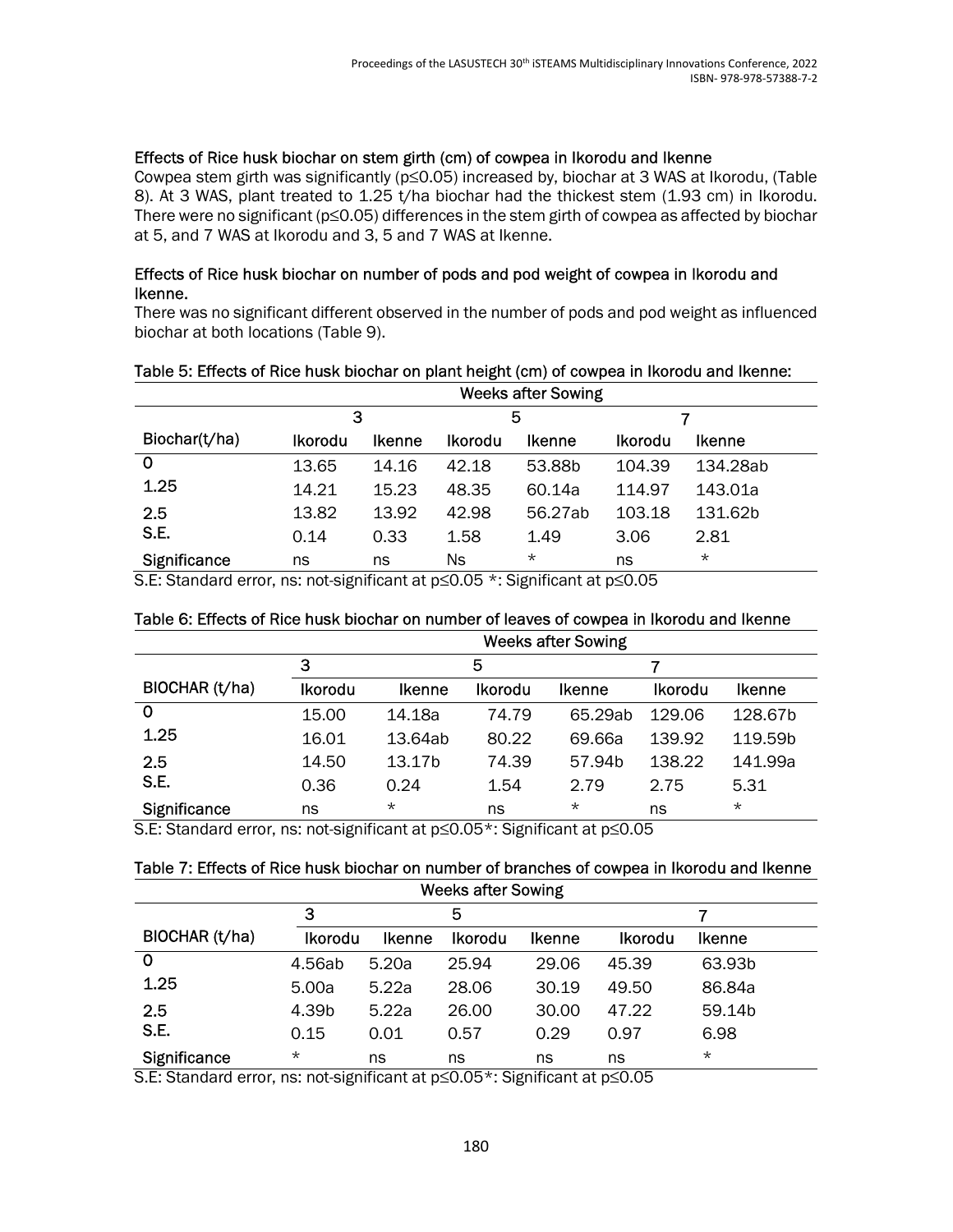#### Effects of Rice husk biochar on stem girth (cm) of cowpea in Ikorodu and Ikenne

Cowpea stem girth was significantly ($p \leq 0.05$) increased by, biochar at 3 WAS at Ikorodu, (Table 8). At 3 WAS, plant treated to 1.25 t/ha biochar had the thickest stem (1.93 cm) in Ikorodu. There were no significant ($p \leq 0.05$) differences in the stem girth of cowpea as affected by biochar at 5, and 7 WAS at Ikorodu and 3, 5 and 7 WAS at Ikenne.

#### Effects of Rice husk biochar on number of pods and pod weight of cowpea in Ikorodu and Ikenne.

There was no significant different observed in the number of pods and pod weight as influenced biochar at both locations (Table 9).

Table 5: Effects of Rice husk biochar on plant height (cm) of cowpea in Ikorodu and Ikenne:

| | Weeks after Sowing | | | | | |
|---|---|---|---|---|---|---|
| | 3 | | 5 | | 7 | |
| Biochar(t/ha) | Ikorodu | Ikenne | Ikorodu | Ikenne | Ikorodu | Ikenne |
| 0 | 13.65 | 14.16 | 42.18 | 53.88b | 104.39 | 134.28ab |
| 1.25 | 14.21 | 15.23 | 48.35 | 60.14a | 114.97 | 143.01a |
| 2.5 | 13.82 | 13.92 | 42.98 | 56.27ab | 103.18 | 131.62b |
| S.E. | 0.14 | 0.33 | 1.58 | 1.49 | 3.06 | 2.81 |
| Significance | ns | ns | Ns | * | ns | * |

S.E: Standard error, ns: not-significant at $p \leq 0.05$ *: Significant at $p \leq 0.05$

Table 6: Effects of Rice husk biochar on number of leaves of cowpea in Ikorodu and Ikenne

| | Weeks after Sowing | | | | | |
|---|---|---|---|---|---|---|
| | 3 | | 5 | | 7 | |
| BIOCHAR (t/ha) | Ikorodu | Ikenne | Ikorodu | Ikenne | Ikorodu | Ikenne |
| 0 | 15.00 | 14.18a | 74.79 | 65.29ab | 129.06 | 128.67b |
| 1.25 | 16.01 | 13.64ab | 80.22 | 69.66a | 139.92 | 119.59b |
| 2.5 | 14.50 | 13.17b | 74.39 | 57.94b | 138.22 | 141.99a |
| S.E. | 0.36 | 0.24 | 1.54 | 2.79 | 2.75 | 5.31 |
| Significance | ns | * | ns | * | ns | * |

S.E: Standard error, ns: not-significant at $p \leq 0.05$*: Significant at $p \leq 0.05$

Table 7: Effects of Rice husk biochar on number of branches of cowpea in Ikorodu and Ikenne

| | Weeks after Sowing | | | | | |
|---|---|---|---|---|---|---|
| | 3 | | 5 | | 7 | |
| BIOCHAR (t/ha) | Ikorodu | Ikenne | Ikorodu | Ikenne | Ikorodu | Ikenne |
| 0 | 4.56ab | 5.20a | 25.94 | 29.06 | 45.39 | 63.93b |
| 1.25 | 5.00a | 5.22a | 28.06 | 30.19 | 49.50 | 86.84a |
| 2.5 | 4.39b | 5.22a | 26.00 | 30.00 | 47.22 | 59.14b |
| S.E. | 0.15 | 0.01 | 0.57 | 0.29 | 0.97 | 6.98 |
| Significance | * | ns | ns | ns | ns | * |

S.E: Standard error, ns: not-significant at $p \leq 0.05$*: Significant at $p \leq 0.05$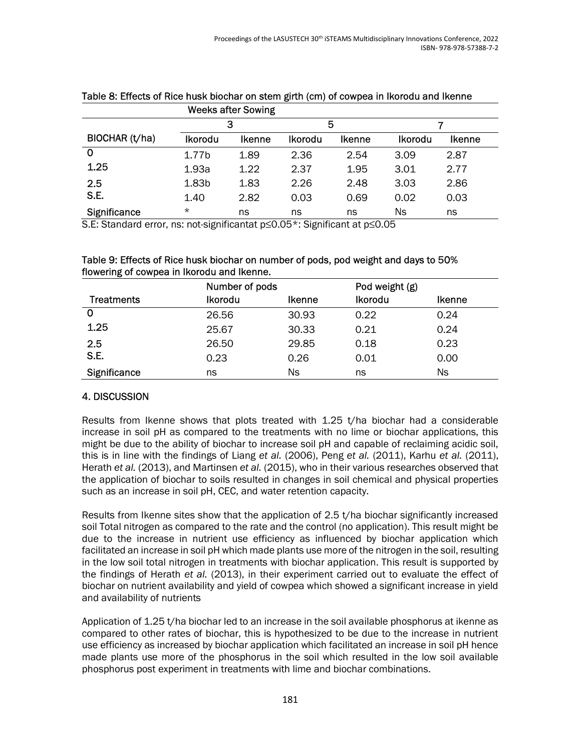Table 8: Effects of Rice husk biochar on stem girth (cm) of cowpea in Ikorodu and Ikenne

| | Weeks after Sowing | | | | | |
|---|---|---|---|---|---|---|
| | 3 | | 5 | | 7 | |
| BIOCHAR (t/ha) | Ikorodu | Ikenne | Ikorodu | Ikenne | Ikorodu | Ikenne |
| 0 | 1.77b | 1.89 | 2.36 | 2.54 | 3.09 | 2.87 |
| 1.25 | 1.93a | 1.22 | 2.37 | 1.95 | 3.01 | 2.77 |
| 2.5 | 1.83b | 1.83 | 2.26 | 2.48 | 3.03 | 2.86 |
| S.E. | 1.40 | 2.82 | 0.03 | 0.69 | 0.02 | 0.03 |
| Significance | * | ns | ns | ns | Ns | ns |

S.E: Standard error, ns: not-significantat $p \leq 0.05$*: Significant at $p \leq 0.05$

Table 9: Effects of Rice husk biochar on number of pods, pod weight and days to 50% flowering of cowpea in Ikorodu and Ikenne.

| | Number of pods | | Pod weight (g) | |
|---|---|---|---|---|
| Treatments | Ikorodu | Ikenne | Ikorodu | Ikenne |
| 0 | 26.56 | 30.93 | 0.22 | 0.24 |
| 1.25 | 25.67 | 30.33 | 0.21 | 0.24 |
| 2.5 | 26.50 | 29.85 | 0.18 | 0.23 |
| S.E. | 0.23 | 0.26 | 0.01 | 0.00 |
| Significance | ns | Ns | ns | Ns |

## 4. DISCUSSION

Results from Ikenne shows that plots treated with 1.25 t/ha biochar had a considerable increase in soil pH as compared to the treatments with no lime or biochar applications, this might be due to the ability of biochar to increase soil pH and capable of reclaiming acidic soil, this is in line with the findings of Liang *et al.* (2006), Peng *et al.* (2011), Karhu *et al.* (2011), Herath *et al.* (2013), and Martinsen *et al.* (2015), who in their various researches observed that the application of biochar to soils resulted in changes in soil chemical and physical properties such as an increase in soil pH, CEC, and water retention capacity.

Results from Ikenne sites show that the application of 2.5 t/ha biochar significantly increased soil Total nitrogen as compared to the rate and the control (no application). This result might be due to the increase in nutrient use efficiency as influenced by biochar application which facilitated an increase in soil pH which made plants use more of the nitrogen in the soil, resulting in the low soil total nitrogen in treatments with biochar application. This result is supported by the findings of Herath *et al.* (2013), in their experiment carried out to evaluate the effect of biochar on nutrient availability and yield of cowpea which showed a significant increase in yield and availability of nutrients

Application of 1.25 t/ha biochar led to an increase in the soil available phosphorus at ikenne as compared to other rates of biochar, this is hypothesized to be due to the increase in nutrient use efficiency as increased by biochar application which facilitated an increase in soil pH hence made plants use more of the phosphorus in the soil which resulted in the low soil available phosphorus post experiment in treatments with lime and biochar combinations.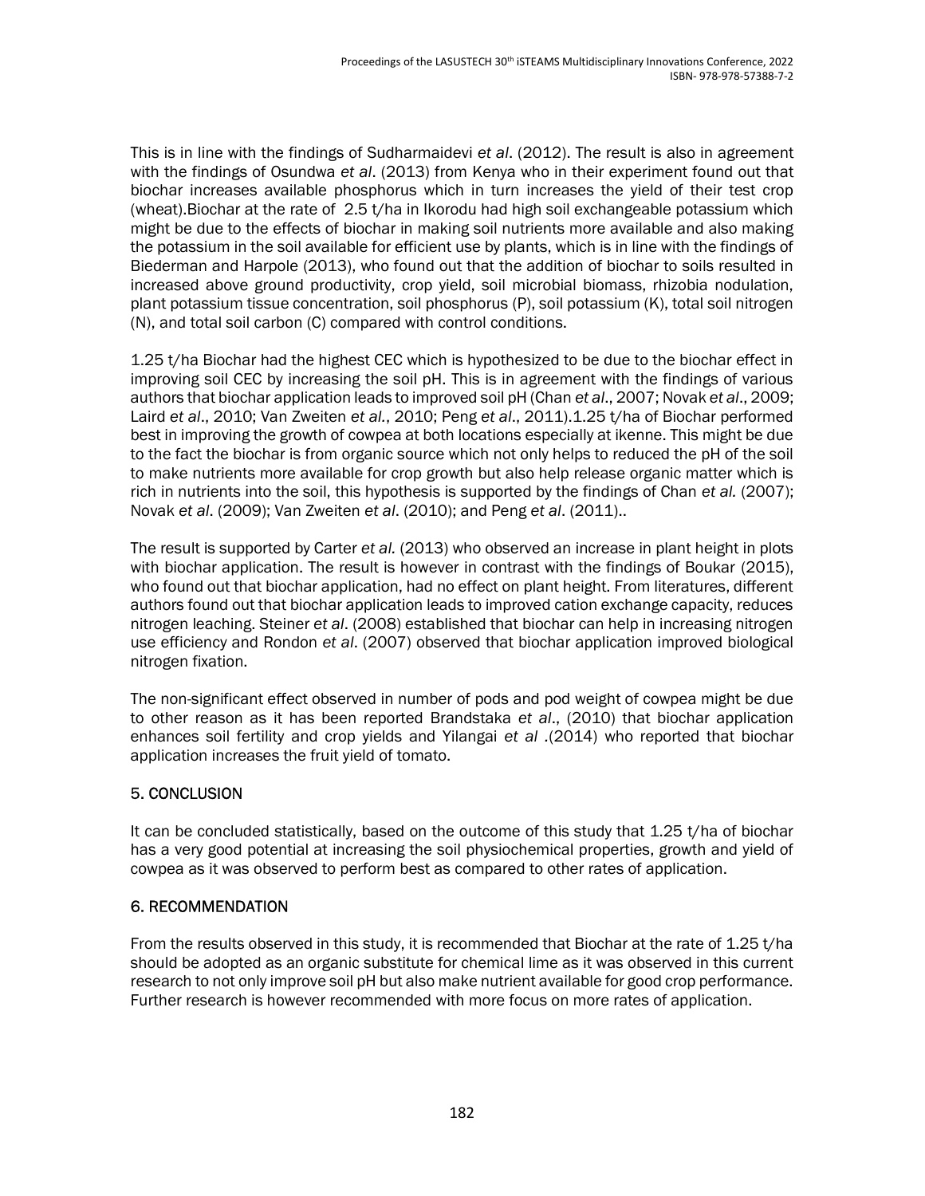This is in line with the findings of Sudharmaidevi *et al*. (2012). The result is also in agreement with the findings of Osundwa *et al*. (2013) from Kenya who in their experiment found out that biochar increases available phosphorus which in turn increases the yield of their test crop (wheat).Biochar at the rate of 2.5 t/ha in Ikorodu had high soil exchangeable potassium which might be due to the effects of biochar in making soil nutrients more available and also making the potassium in the soil available for efficient use by plants, which is in line with the findings of Biederman and Harpole (2013), who found out that the addition of biochar to soils resulted in increased above ground productivity, crop yield, soil microbial biomass, rhizobia nodulation, plant potassium tissue concentration, soil phosphorus (P), soil potassium (K), total soil nitrogen (N), and total soil carbon (C) compared with control conditions.

1.25 t/ha Biochar had the highest CEC which is hypothesized to be due to the biochar effect in improving soil CEC by increasing the soil pH. This is in agreement with the findings of various authors that biochar application leads to improved soil pH (Chan *et al*., 2007; Novak *et al*., 2009; Laird *et al*., 2010; Van Zweiten *et al*., 2010; Peng *et al*., 2011).1.25 t/ha of Biochar performed best in improving the growth of cowpea at both locations especially at ikenne. This might be due to the fact the biochar is from organic source which not only helps to reduced the pH of the soil to make nutrients more available for crop growth but also help release organic matter which is rich in nutrients into the soil, this hypothesis is supported by the findings of Chan *et al.* (2007); Novak *et al*. (2009); Van Zweiten *et al*. (2010); and Peng *et al*. (2011)..

The result is supported by Carter *et al.* (2013) who observed an increase in plant height in plots with biochar application. The result is however in contrast with the findings of Boukar (2015), who found out that biochar application, had no effect on plant height. From literatures, different authors found out that biochar application leads to improved cation exchange capacity, reduces nitrogen leaching. Steiner *et al*. (2008) established that biochar can help in increasing nitrogen use efficiency and Rondon *et al*. (2007) observed that biochar application improved biological nitrogen fixation.

The non-significant effect observed in number of pods and pod weight of cowpea might be due to other reason as it has been reported Brandstaka *et al*., (2010) that biochar application enhances soil fertility and crop yields and Yilangai *et al* .(2014) who reported that biochar application increases the fruit yield of tomato.

## 5. CONCLUSION

It can be concluded statistically, based on the outcome of this study that 1.25 t/ha of biochar has a very good potential at increasing the soil physiochemical properties, growth and yield of cowpea as it was observed to perform best as compared to other rates of application.

## 6. RECOMMENDATION

From the results observed in this study, it is recommended that Biochar at the rate of 1.25 t/ha should be adopted as an organic substitute for chemical lime as it was observed in this current research to not only improve soil pH but also make nutrient available for good crop performance. Further research is however recommended with more focus on more rates of application.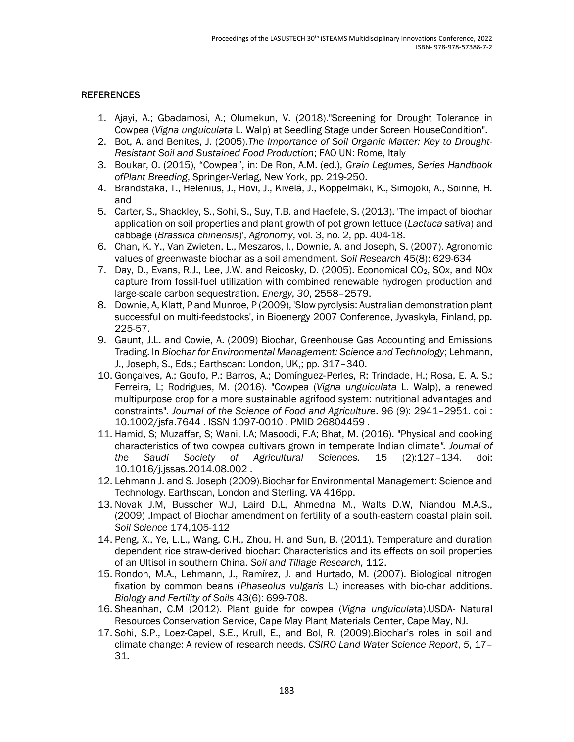## REFERENCES

1. Ajayi, A.; Gbadamosi, A.; Olumekun, V. (2018)."Screening for Drought Tolerance in Cowpea (*Vigna unguiculata* L. Walp) at Seedling Stage under Screen HouseCondition".
2. Bot, A. and Benites, J. (2005).*The Importance of Soil Organic Matter: Key to Drought-Resistant Soil and Sustained Food Production*; FAO UN: Rome, Italy
3. Boukar, O. (2015), "Cowpea", in: De Ron, A.M. (ed.), *Grain Legumes, Series Handbook ofPlant Breeding*, Springer-Verlag, New York, pp. 219-250.
4. Brandstaka, T., Helenius, J., Hovi, J., Kivelä, J., Koppelmäki, K., Simojoki, A., Soinne, H. and
5. Carter, S., Shackley, S., Sohi, S., Suy, T.B. and Haefele, S. (2013). 'The impact of biochar application on soil properties and plant growth of pot grown lettuce (*Lactuca sativa*) and cabbage (*Brassica chinensis*)', *Agronomy*, vol. 3, no. 2, pp. 404-18.
6. Chan, K. Y., Van Zwieten, L., Meszaros, I., Downie, A. and Joseph, S. (2007). Agronomic values of greenwaste biochar as a soil amendment. *Soil Research* 45(8): 629-634
7. Day, D., Evans, R.J., Lee, J.W. and Reicosky, D. (2005). Economical $CO_2$, $SO_x$, and $NO_x$ capture from fossil-fuel utilization with combined renewable hydrogen production and large-scale carbon sequestration. *Energy*, *30*, 2558–2579.
8. Downie, A, Klatt, P and Munroe, P (2009), 'Slow pyrolysis: Australian demonstration plant successful on multi-feedstocks', in Bioenergy 2007 Conference, Jyvaskyla, Finland, pp. 225-57.
9. Gaunt, J.L. and Cowie, A. (2009) Biochar, Greenhouse Gas Accounting and Emissions Trading. In *Biochar for Environmental Management: Science and Technology*; Lehmann, J., Joseph, S., Eds.; Earthscan: London, UK,; pp. 317–340.
10. Gonçalves, A.; Goufo, P.; Barros, A.; Domínguez-Perles, R; Trindade, H.; Rosa, E. A. S.; Ferreira, L; Rodrigues, M. (2016). "Cowpea (*Vigna unguiculata* L. Walp), a renewed multipurpose crop for a more sustainable agrifood system: nutritional advantages and constraints". *Journal of the Science of Food and Agriculture*. 96 (9): 2941–2951. doi : 10.1002/jsfa.7644 . ISSN 1097-0010 . PMID 26804459 .
11. Hamid, S; Muzaffar, S; Wani, I.A; Masoodi, F.A; Bhat, M. (2016). "Physical and cooking characteristics of two cowpea cultivars grown in temperate Indian climate*". Journal of the Saudi Society of Agricultural Sciences.* 15 (2):127–134. doi: 10.1016/j.jssas.2014.08.002 .
12. Lehmann J. and S. Joseph (2009).Biochar for Environmental Management: Science and Technology. Earthscan, London and Sterling. VA 416pp.
13. Novak J.M, Busscher W.J, Laird D.L, Ahmedna M., Walts D.W, Niandou M.A.S., (2009) .Impact of Biochar amendment on fertility of a south-eastern coastal plain soil. *Soil Science* 174,105-112
14. Peng, X., Ye, L.L., Wang, C.H., Zhou, H. and Sun, B. (2011). Temperature and duration dependent rice straw-derived biochar: Characteristics and its effects on soil properties of an Ultisol in southern China. *Soil and Tillage Research,* 112.
15. Rondon, M.A., Lehmann, J., Ramírez, J. and Hurtado, M. (2007). Biological nitrogen fixation by common beans (*Phaseolus vulgaris* L.) increases with bio-char additions. *Biology and Fertility of Soils* 43(6): 699-708.
16. Sheanhan, C.M (2012). Plant guide for cowpea (*Vigna unguiculata*).USDA- Natural Resources Conservation Service, Cape May Plant Materials Center, Cape May, NJ.
17. Sohi, S.P., Loez-Capel, S.E., Krull, E., and Bol, R. (2009).Biochar's roles in soil and climate change: A review of research needs. *CSIRO Land Water Science Report*, *5*, 17–31.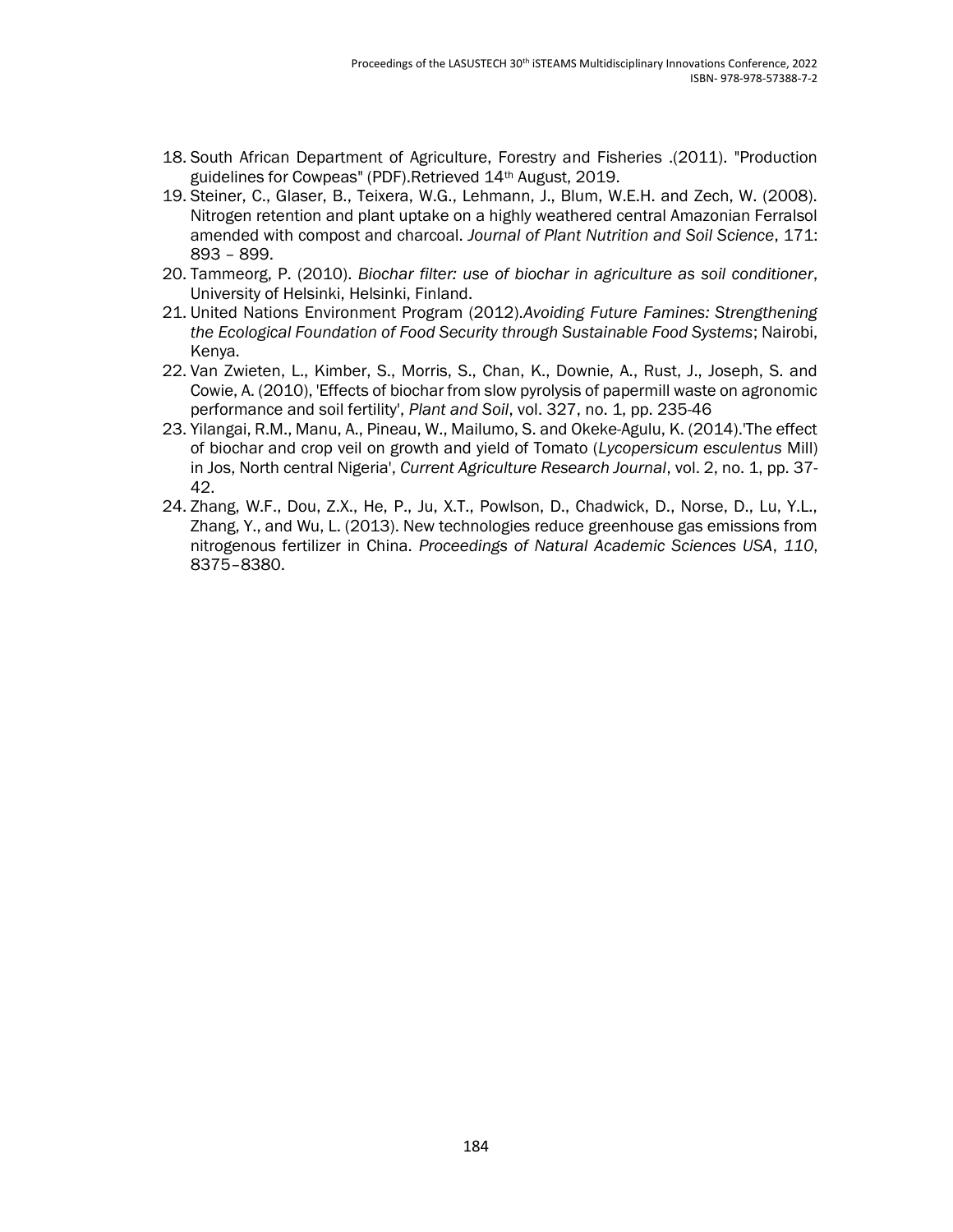18. South African Department of Agriculture, Forestry and Fisheries .(2011). "Production guidelines for Cowpeas" (PDF).Retrieved 14th August, 2019.
19. Steiner, C., Glaser, B., Teixera, W.G., Lehmann, J., Blum, W.E.H. and Zech, W. (2008). Nitrogen retention and plant uptake on a highly weathered central Amazonian Ferralsol amended with compost and charcoal. *Journal of Plant Nutrition and Soil Science*, 171: 893 – 899.
20. Tammeorg, P. (2010). *Biochar filter: use of biochar in agriculture as soil conditioner*, University of Helsinki, Helsinki, Finland.
21. United Nations Environment Program (2012).*Avoiding Future Famines: Strengthening the Ecological Foundation of Food Security through Sustainable Food Systems*; Nairobi, Kenya.
22. Van Zwieten, L., Kimber, S., Morris, S., Chan, K., Downie, A., Rust, J., Joseph, S. and Cowie, A. (2010), 'Effects of biochar from slow pyrolysis of papermill waste on agronomic performance and soil fertility', *Plant and Soil*, vol. 327, no. 1, pp. 235-46
23. Yilangai, R.M., Manu, A., Pineau, W., Mailumo, S. and Okeke-Agulu, K. (2014).'The effect of biochar and crop veil on growth and yield of Tomato (*Lycopersicum esculentus* Mill) in Jos, North central Nigeria', *Current Agriculture Research Journal*, vol. 2, no. 1, pp. 37-42.
24. Zhang, W.F., Dou, Z.X., He, P., Ju, X.T., Powlson, D., Chadwick, D., Norse, D., Lu, Y.L., Zhang, Y., and Wu, L. (2013). New technologies reduce greenhouse gas emissions from nitrogenous fertilizer in China. *Proceedings of Natural Academic Sciences USA*, *110*, 8375–8380.